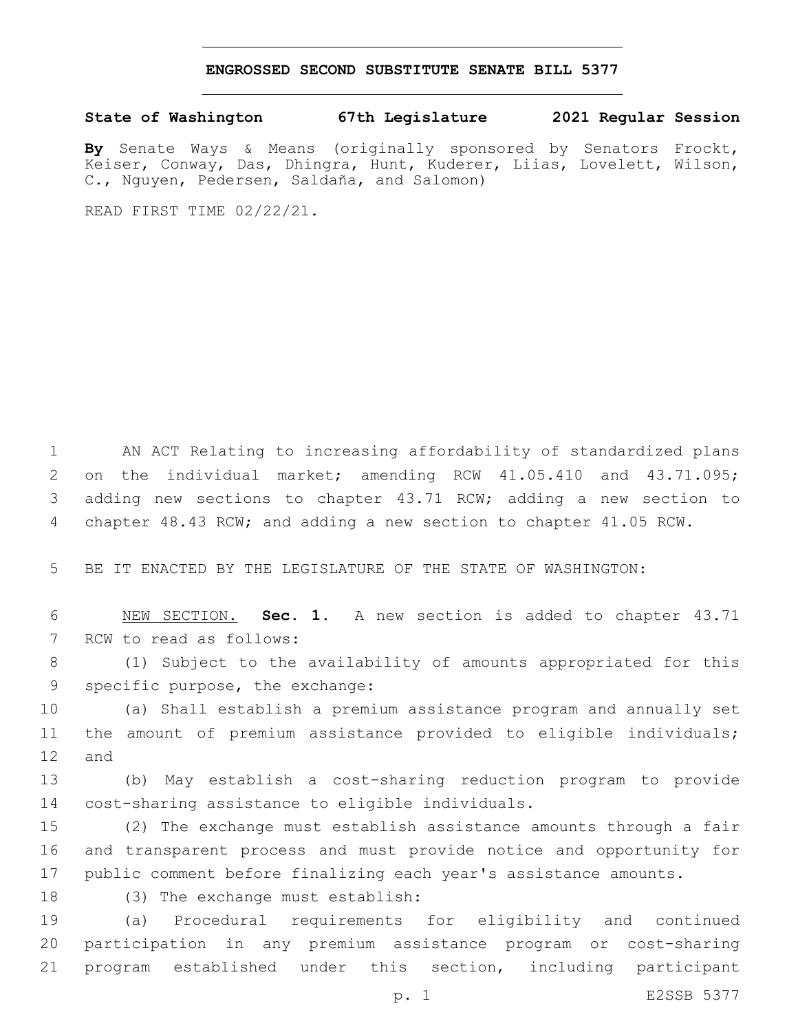# ENGROSSED SECOND SUBSTITUTE SENATE BILL 5377

**State of Washington 67th Legislature 2021 Regular Session**

**By** Senate Ways & Means (originally sponsored by Senators Frockt, Keiser, Conway, Das, Dhingra, Hunt, Kuderer, Liias, Lovelett, Wilson, C., Nguyen, Pedersen, Saldaña, and Salomon)

READ FIRST TIME 02/22/21.

AN ACT Relating to increasing affordability of standardized plans on the individual market; amending RCW 41.05.410 and 43.71.095; adding new sections to chapter 43.71 RCW; adding a new section to chapter 48.43 RCW; and adding a new section to chapter 41.05 RCW.

BE IT ENACTED BY THE LEGISLATURE OF THE STATE OF WASHINGTON:

NEW SECTION. **Sec. 1.** A new section is added to chapter 43.71 RCW to read as follows:

(1) Subject to the availability of amounts appropriated for this specific purpose, the exchange:

(a) Shall establish a premium assistance program and annually set the amount of premium assistance provided to eligible individuals; and

(b) May establish a cost-sharing reduction program to provide cost-sharing assistance to eligible individuals.

(2) The exchange must establish assistance amounts through a fair and transparent process and must provide notice and opportunity for public comment before finalizing each year's assistance amounts.

(3) The exchange must establish:

(a) Procedural requirements for eligibility and continued participation in any premium assistance program or cost-sharing program established under this section, including participant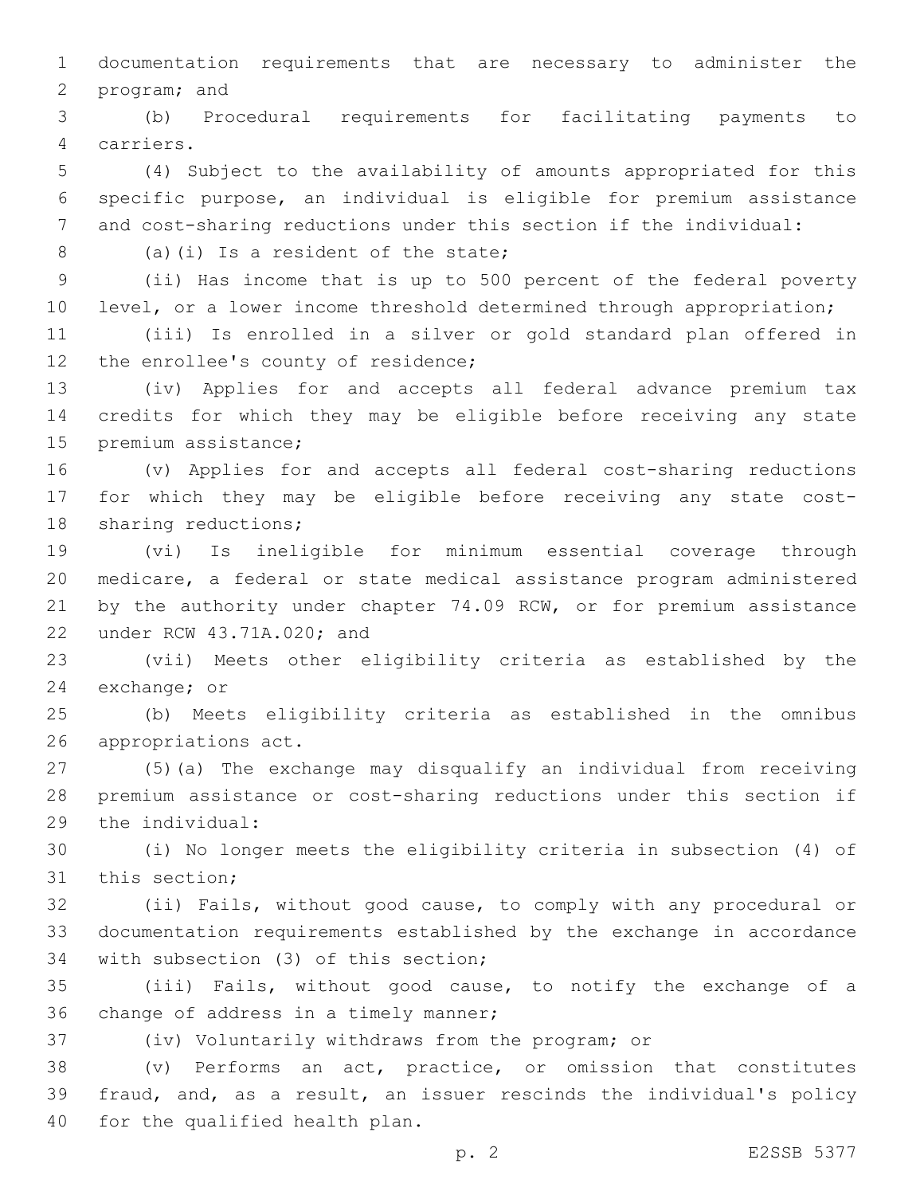documentation requirements that are necessary to administer the program; and

(b) Procedural requirements for facilitating payments to carriers.

(4) Subject to the availability of amounts appropriated for this specific purpose, an individual is eligible for premium assistance and cost-sharing reductions under this section if the individual:

(a)(i) Is a resident of the state;

(ii) Has income that is up to 500 percent of the federal poverty level, or a lower income threshold determined through appropriation;

(iii) Is enrolled in a silver or gold standard plan offered in the enrollee's county of residence;

(iv) Applies for and accepts all federal advance premium tax credits for which they may be eligible before receiving any state premium assistance;

(v) Applies for and accepts all federal cost-sharing reductions for which they may be eligible before receiving any state cost-sharing reductions;

(vi) Is ineligible for minimum essential coverage through medicare, a federal or state medical assistance program administered by the authority under chapter 74.09 RCW, or for premium assistance under RCW 43.71A.020; and

(vii) Meets other eligibility criteria as established by the exchange; or

(b) Meets eligibility criteria as established in the omnibus appropriations act.

(5)(a) The exchange may disqualify an individual from receiving premium assistance or cost-sharing reductions under this section if the individual:

(i) No longer meets the eligibility criteria in subsection (4) of this section;

(ii) Fails, without good cause, to comply with any procedural or documentation requirements established by the exchange in accordance with subsection (3) of this section;

(iii) Fails, without good cause, to notify the exchange of a change of address in a timely manner;

(iv) Voluntarily withdraws from the program; or

(v) Performs an act, practice, or omission that constitutes fraud, and, as a result, an issuer rescinds the individual's policy for the qualified health plan.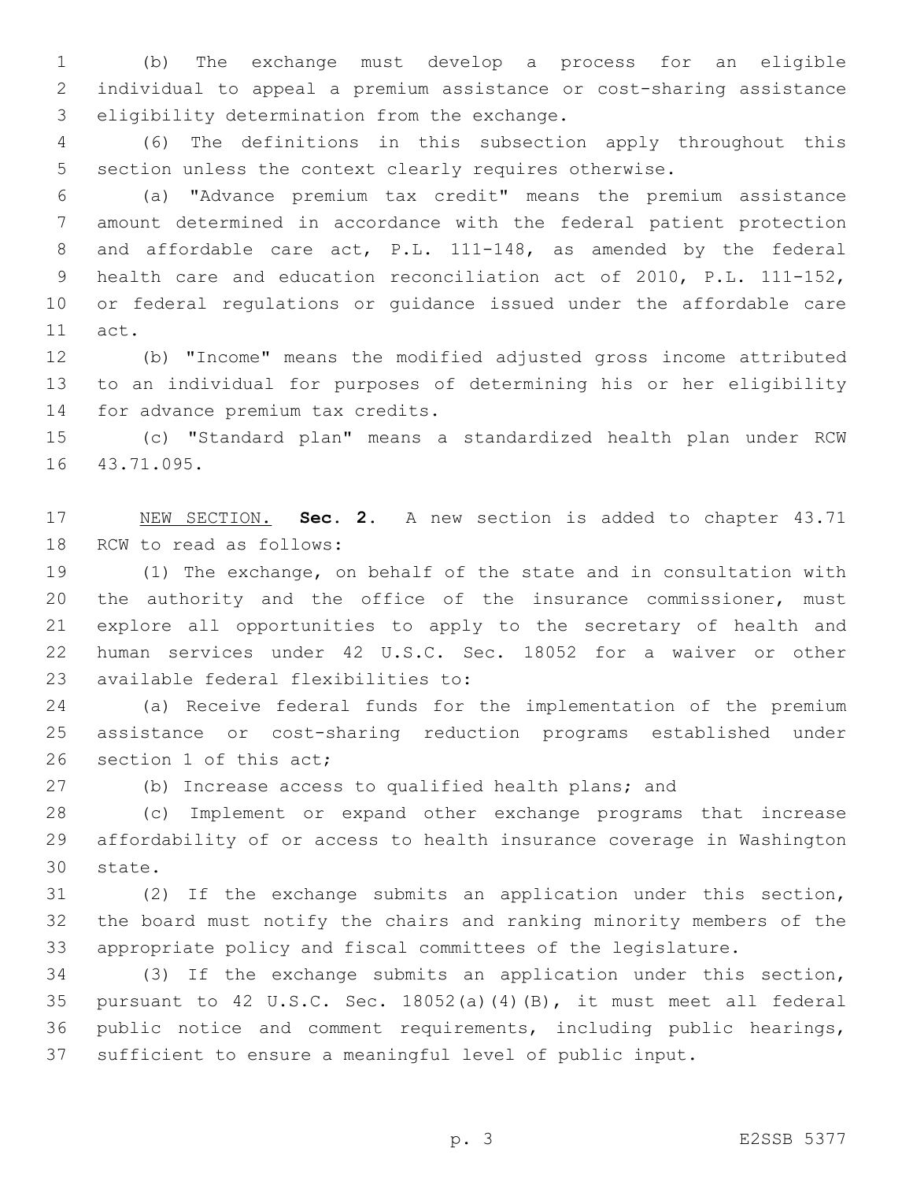(b) The exchange must develop a process for an eligible individual to appeal a premium assistance or cost-sharing assistance eligibility determination from the exchange.

(6) The definitions in this subsection apply throughout this section unless the context clearly requires otherwise.

(a) "Advance premium tax credit" means the premium assistance amount determined in accordance with the federal patient protection and affordable care act, P.L. 111-148, as amended by the federal health care and education reconciliation act of 2010, P.L. 111-152, or federal regulations or guidance issued under the affordable care act.

(b) "Income" means the modified adjusted gross income attributed to an individual for purposes of determining his or her eligibility for advance premium tax credits.

(c) "Standard plan" means a standardized health plan under RCW 43.71.095.

NEW SECTION. **Sec. 2.** A new section is added to chapter 43.71 RCW to read as follows:

(1) The exchange, on behalf of the state and in consultation with the authority and the office of the insurance commissioner, must explore all opportunities to apply to the secretary of health and human services under 42 U.S.C. Sec. 18052 for a waiver or other available federal flexibilities to:

(a) Receive federal funds for the implementation of the premium assistance or cost-sharing reduction programs established under section 1 of this act;

(b) Increase access to qualified health plans; and

(c) Implement or expand other exchange programs that increase affordability of or access to health insurance coverage in Washington state.

(2) If the exchange submits an application under this section, the board must notify the chairs and ranking minority members of the appropriate policy and fiscal committees of the legislature.

(3) If the exchange submits an application under this section, pursuant to 42 U.S.C. Sec. 18052(a)(4)(B), it must meet all federal public notice and comment requirements, including public hearings, sufficient to ensure a meaningful level of public input.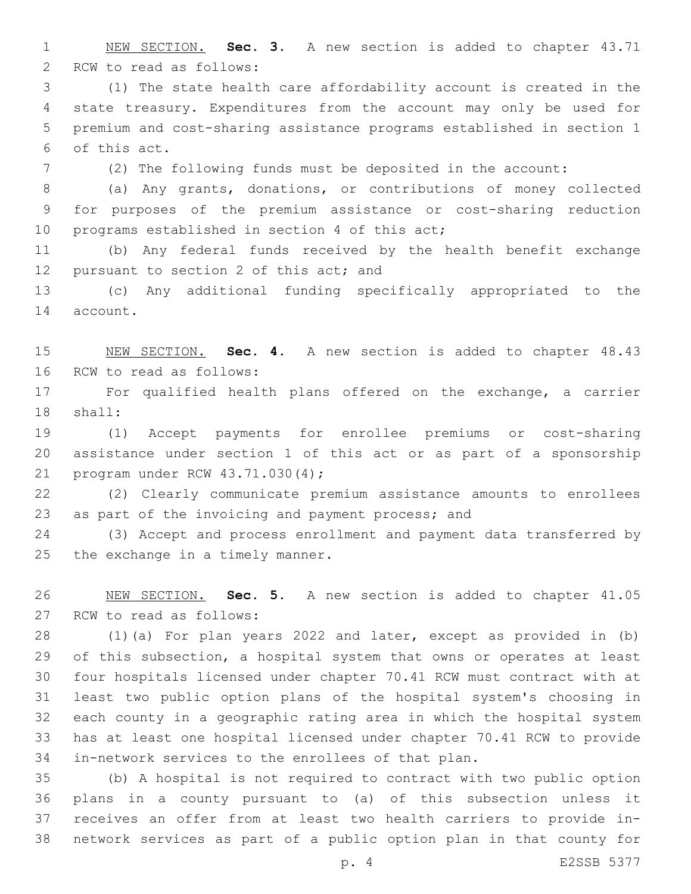NEW SECTION. **Sec. 3.** A new section is added to chapter 43.71 RCW to read as follows:

(1) The state health care affordability account is created in the state treasury. Expenditures from the account may only be used for premium and cost-sharing assistance programs established in section 1 of this act.

(2) The following funds must be deposited in the account:

(a) Any grants, donations, or contributions of money collected for purposes of the premium assistance or cost-sharing reduction programs established in section 4 of this act;

(b) Any federal funds received by the health benefit exchange pursuant to section 2 of this act; and

(c) Any additional funding specifically appropriated to the account.

NEW SECTION. **Sec. 4.** A new section is added to chapter 48.43 RCW to read as follows:

For qualified health plans offered on the exchange, a carrier shall:

(1) Accept payments for enrollee premiums or cost-sharing assistance under section 1 of this act or as part of a sponsorship program under RCW 43.71.030(4);

(2) Clearly communicate premium assistance amounts to enrollees as part of the invoicing and payment process; and

(3) Accept and process enrollment and payment data transferred by the exchange in a timely manner.

NEW SECTION. **Sec. 5.** A new section is added to chapter 41.05 RCW to read as follows:

(1)(a) For plan years 2022 and later, except as provided in (b) of this subsection, a hospital system that owns or operates at least four hospitals licensed under chapter 70.41 RCW must contract with at least two public option plans of the hospital system's choosing in each county in a geographic rating area in which the hospital system has at least one hospital licensed under chapter 70.41 RCW to provide in-network services to the enrollees of that plan.

(b) A hospital is not required to contract with two public option plans in a county pursuant to (a) of this subsection unless it receives an offer from at least two health carriers to provide in-network services as part of a public option plan in that county for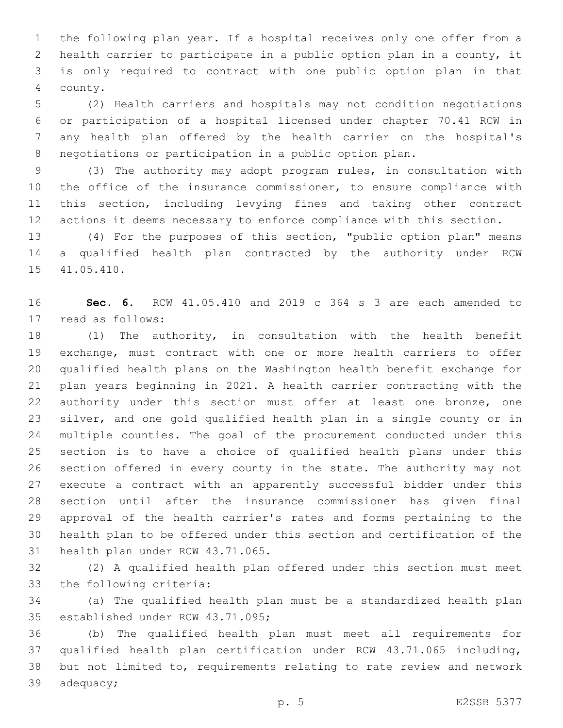the following plan year. If a hospital receives only one offer from a health carrier to participate in a public option plan in a county, it is only required to contract with one public option plan in that county.

(2) Health carriers and hospitals may not condition negotiations or participation of a hospital licensed under chapter 70.41 RCW in any health plan offered by the health carrier on the hospital's negotiations or participation in a public option plan.

(3) The authority may adopt program rules, in consultation with the office of the insurance commissioner, to ensure compliance with this section, including levying fines and taking other contract actions it deems necessary to enforce compliance with this section.

(4) For the purposes of this section, "public option plan" means a qualified health plan contracted by the authority under RCW 41.05.410.

**Sec. 6.** RCW 41.05.410 and 2019 c 364 s 3 are each amended to read as follows:

(1) The authority, in consultation with the health benefit exchange, must contract with one or more health carriers to offer qualified health plans on the Washington health benefit exchange for plan years beginning in 2021. A health carrier contracting with the authority under this section must offer at least one bronze, one silver, and one gold qualified health plan in a single county or in multiple counties. The goal of the procurement conducted under this section is to have a choice of qualified health plans under this section offered in every county in the state. The authority may not execute a contract with an apparently successful bidder under this section until after the insurance commissioner has given final approval of the health carrier's rates and forms pertaining to the health plan to be offered under this section and certification of the health plan under RCW 43.71.065.

(2) A qualified health plan offered under this section must meet the following criteria:

(a) The qualified health plan must be a standardized health plan established under RCW 43.71.095;

(b) The qualified health plan must meet all requirements for qualified health plan certification under RCW 43.71.065 including, but not limited to, requirements relating to rate review and network adequacy;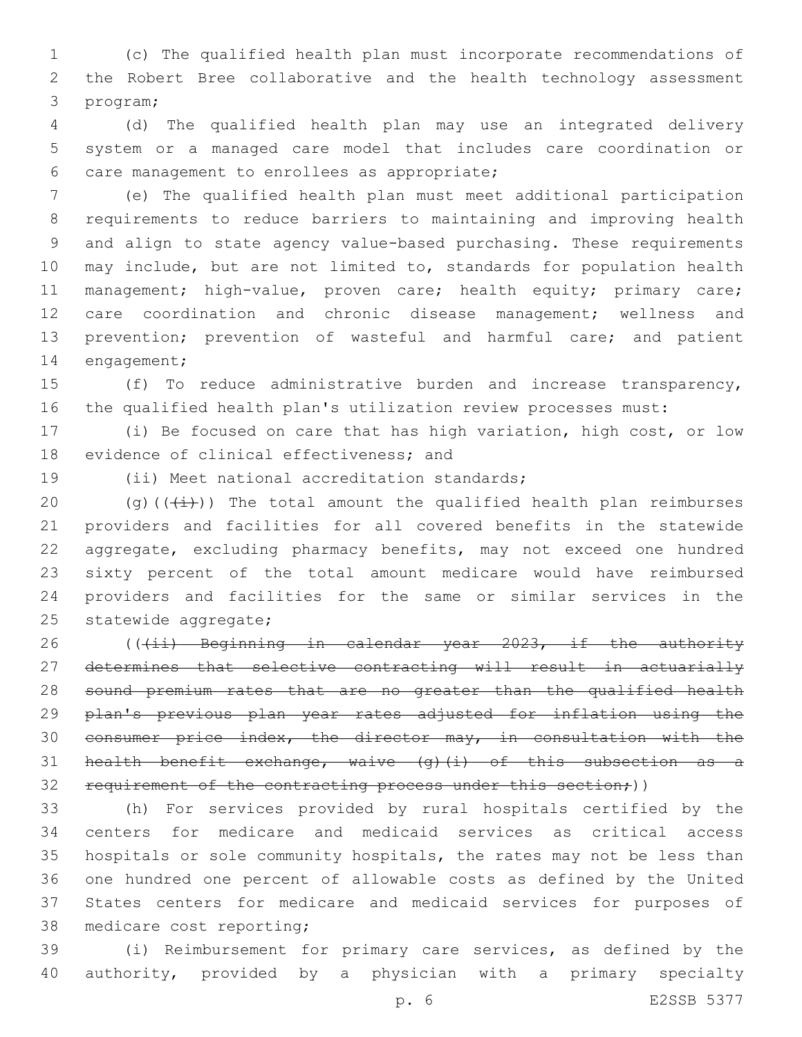(c) The qualified health plan must incorporate recommendations of the Robert Bree collaborative and the health technology assessment program;

(d) The qualified health plan may use an integrated delivery system or a managed care model that includes care coordination or care management to enrollees as appropriate;

(e) The qualified health plan must meet additional participation requirements to reduce barriers to maintaining and improving health and align to state agency value-based purchasing. These requirements may include, but are not limited to, standards for population health management; high-value, proven care; health equity; primary care; care coordination and chronic disease management; wellness and prevention; prevention of wasteful and harmful care; and patient engagement;

(f) To reduce administrative burden and increase transparency, the qualified health plan's utilization review processes must:

(i) Be focused on care that has high variation, high cost, or low evidence of clinical effectiveness; and

(ii) Meet national accreditation standards;

(g)~~((i))~~ The total amount the qualified health plan reimburses providers and facilities for all covered benefits in the statewide aggregate, excluding pharmacy benefits, may not exceed one hundred sixty percent of the total amount medicare would have reimbursed providers and facilities for the same or similar services in the statewide aggregate;

~~((ii) Beginning in calendar year 2023, if the authority determines that selective contracting will result in actuarially sound premium rates that are no greater than the qualified health plan's previous plan year rates adjusted for inflation using the consumer price index, the director may, in consultation with the health benefit exchange, waive (g)(i) of this subsection as a requirement of the contracting process under this section;))~~

(h) For services provided by rural hospitals certified by the centers for medicare and medicaid services as critical access hospitals or sole community hospitals, the rates may not be less than one hundred one percent of allowable costs as defined by the United States centers for medicare and medicaid services for purposes of medicare cost reporting;

(i) Reimbursement for primary care services, as defined by the authority, provided by a physician with a primary specialty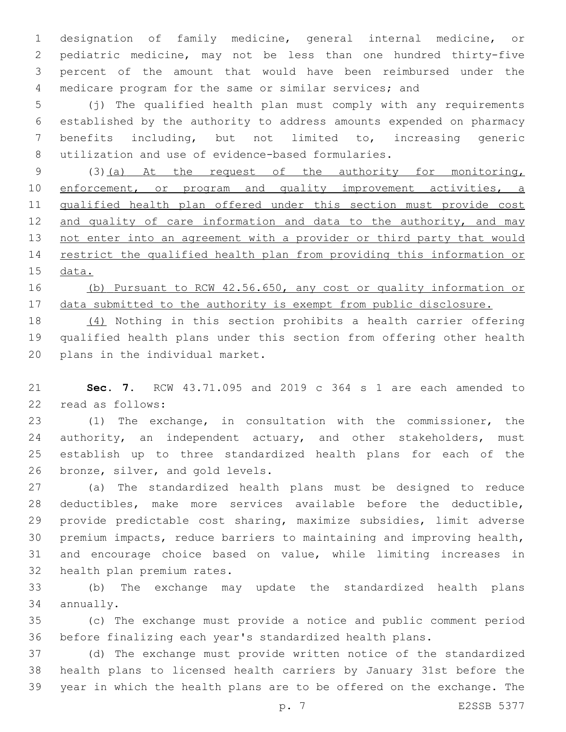designation of family medicine, general internal medicine, or pediatric medicine, may not be less than one hundred thirty-five percent of the amount that would have been reimbursed under the medicare program for the same or similar services; and

(j) The qualified health plan must comply with any requirements established by the authority to address amounts expended on pharmacy benefits including, but not limited to, increasing generic utilization and use of evidence-based formularies.

(3)(a) At the request of the authority for monitoring, enforcement, or program and quality improvement activities, a qualified health plan offered under this section must provide cost and quality of care information and data to the authority, and may not enter into an agreement with a provider or third party that would restrict the qualified health plan from providing this information or data.

(b) Pursuant to RCW 42.56.650, any cost or quality information or data submitted to the authority is exempt from public disclosure.

(4) Nothing in this section prohibits a health carrier offering qualified health plans under this section from offering other health plans in the individual market.

**Sec. 7.** RCW 43.71.095 and 2019 c 364 s 1 are each amended to read as follows:

(1) The exchange, in consultation with the commissioner, the authority, an independent actuary, and other stakeholders, must establish up to three standardized health plans for each of the bronze, silver, and gold levels.

(a) The standardized health plans must be designed to reduce deductibles, make more services available before the deductible, provide predictable cost sharing, maximize subsidies, limit adverse premium impacts, reduce barriers to maintaining and improving health, and encourage choice based on value, while limiting increases in health plan premium rates.

(b) The exchange may update the standardized health plans annually.

(c) The exchange must provide a notice and public comment period before finalizing each year's standardized health plans.

(d) The exchange must provide written notice of the standardized health plans to licensed health carriers by January 31st before the year in which the health plans are to be offered on the exchange. The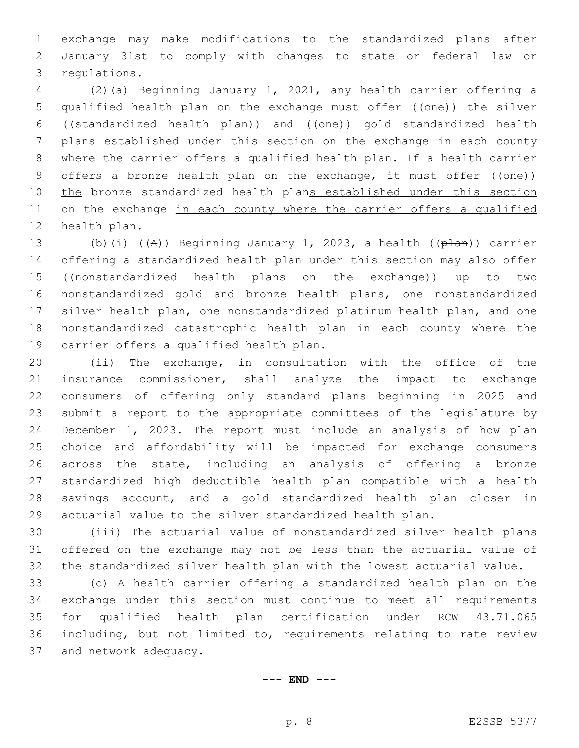exchange may make modifications to the standardized plans after January 31st to comply with changes to state or federal law or regulations.

(2)(a) Beginning January 1, 2021, any health carrier offering a qualified health plan on the exchange must offer ((~~one~~)) the silver ((~~standardized health plan~~)) and ((~~one~~)) gold standardized health plans established under this section on the exchange in each county where the carrier offers a qualified health plan. If a health carrier offers a bronze health plan on the exchange, it must offer ((~~one~~)) the bronze standardized health plans established under this section on the exchange in each county where the carrier offers a qualified health plan.

(b)(i) ((~~A~~)) Beginning January 1, 2023, a health ((~~plan~~)) carrier offering a standardized health plan under this section may also offer ((~~nonstandardized health plans on the exchange~~)) up to two nonstandardized gold and bronze health plans, one nonstandardized silver health plan, one nonstandardized platinum health plan, and one nonstandardized catastrophic health plan in each county where the carrier offers a qualified health plan.

(ii) The exchange, in consultation with the office of the insurance commissioner, shall analyze the impact to exchange consumers of offering only standard plans beginning in 2025 and submit a report to the appropriate committees of the legislature by December 1, 2023. The report must include an analysis of how plan choice and affordability will be impacted for exchange consumers across the state, including an analysis of offering a bronze standardized high deductible health plan compatible with a health savings account, and a gold standardized health plan closer in actuarial value to the silver standardized health plan.

(iii) The actuarial value of nonstandardized silver health plans offered on the exchange may not be less than the actuarial value of the standardized silver health plan with the lowest actuarial value.

(c) A health carrier offering a standardized health plan on the exchange under this section must continue to meet all requirements for qualified health plan certification under RCW 43.71.065 including, but not limited to, requirements relating to rate review and network adequacy.

**--- END ---**